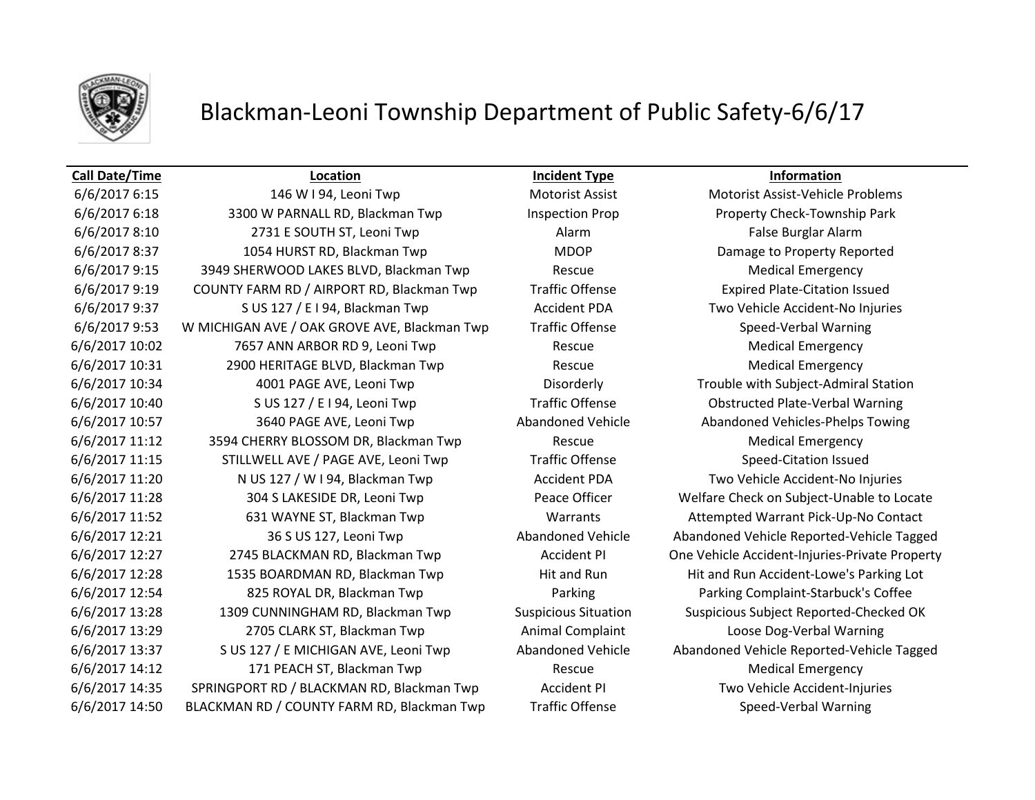# Blackman-Leoni Township Department of Public Safety-6/6/17

| Call Date/Time | Location | Incident Type | Information |
|---|---|---|---|
| 6/6/2017 6:15 | 146 W I 94, Leoni Twp | Motorist Assist | Motorist Assist-Vehicle Problems |
| 6/6/2017 6:18 | 3300 W PARNALL RD, Blackman Twp | Inspection Prop | Property Check-Township Park |
| 6/6/2017 8:10 | 2731 E SOUTH ST, Leoni Twp | Alarm | False Burglar Alarm |
| 6/6/2017 8:37 | 1054 HURST RD, Blackman Twp | MDOP | Damage to Property Reported |
| 6/6/2017 9:15 | 3949 SHERWOOD LAKES BLVD, Blackman Twp | Rescue | Medical Emergency |
| 6/6/2017 9:19 | COUNTY FARM RD / AIRPORT RD, Blackman Twp | Traffic Offense | Expired Plate-Citation Issued |
| 6/6/2017 9:37 | S US 127 / E I 94, Blackman Twp | Accident PDA | Two Vehicle Accident-No Injuries |
| 6/6/2017 9:53 | W MICHIGAN AVE / OAK GROVE AVE, Blackman Twp | Traffic Offense | Speed-Verbal Warning |
| 6/6/2017 10:02 | 7657 ANN ARBOR RD 9, Leoni Twp | Rescue | Medical Emergency |
| 6/6/2017 10:31 | 2900 HERITAGE BLVD, Blackman Twp | Rescue | Medical Emergency |
| 6/6/2017 10:34 | 4001 PAGE AVE, Leoni Twp | Disorderly | Trouble with Subject-Admiral Station |
| 6/6/2017 10:40 | S US 127 / E I 94, Leoni Twp | Traffic Offense | Obstructed Plate-Verbal Warning |
| 6/6/2017 10:57 | 3640 PAGE AVE, Leoni Twp | Abandoned Vehicle | Abandoned Vehicles-Phelps Towing |
| 6/6/2017 11:12 | 3594 CHERRY BLOSSOM DR, Blackman Twp | Rescue | Medical Emergency |
| 6/6/2017 11:15 | STILLWELL AVE / PAGE AVE, Leoni Twp | Traffic Offense | Speed-Citation Issued |
| 6/6/2017 11:20 | N US 127 / W I 94, Blackman Twp | Accident PDA | Two Vehicle Accident-No Injuries |
| 6/6/2017 11:28 | 304 S LAKESIDE DR, Leoni Twp | Peace Officer | Welfare Check on Subject-Unable to Locate |
| 6/6/2017 11:52 | 631 WAYNE ST, Blackman Twp | Warrants | Attempted Warrant Pick-Up-No Contact |
| 6/6/2017 12:21 | 36 S US 127, Leoni Twp | Abandoned Vehicle | Abandoned Vehicle Reported-Vehicle Tagged |
| 6/6/2017 12:27 | 2745 BLACKMAN RD, Blackman Twp | Accident PI | One Vehicle Accident-Injuries-Private Property |
| 6/6/2017 12:28 | 1535 BOARDMAN RD, Blackman Twp | Hit and Run | Hit and Run Accident-Lowe's Parking Lot |
| 6/6/2017 12:54 | 825 ROYAL DR, Blackman Twp | Parking | Parking Complaint-Starbuck's Coffee |
| 6/6/2017 13:28 | 1309 CUNNINGHAM RD, Blackman Twp | Suspicious Situation | Suspicious Subject Reported-Checked OK |
| 6/6/2017 13:29 | 2705 CLARK ST, Blackman Twp | Animal Complaint | Loose Dog-Verbal Warning |
| 6/6/2017 13:37 | S US 127 / E MICHIGAN AVE, Leoni Twp | Abandoned Vehicle | Abandoned Vehicle Reported-Vehicle Tagged |
| 6/6/2017 14:12 | 171 PEACH ST, Blackman Twp | Rescue | Medical Emergency |
| 6/6/2017 14:35 | SPRINGPORT RD / BLACKMAN RD, Blackman Twp | Accident PI | Two Vehicle Accident-Injuries |
| 6/6/2017 14:50 | BLACKMAN RD / COUNTY FARM RD, Blackman Twp | Traffic Offense | Speed-Verbal Warning |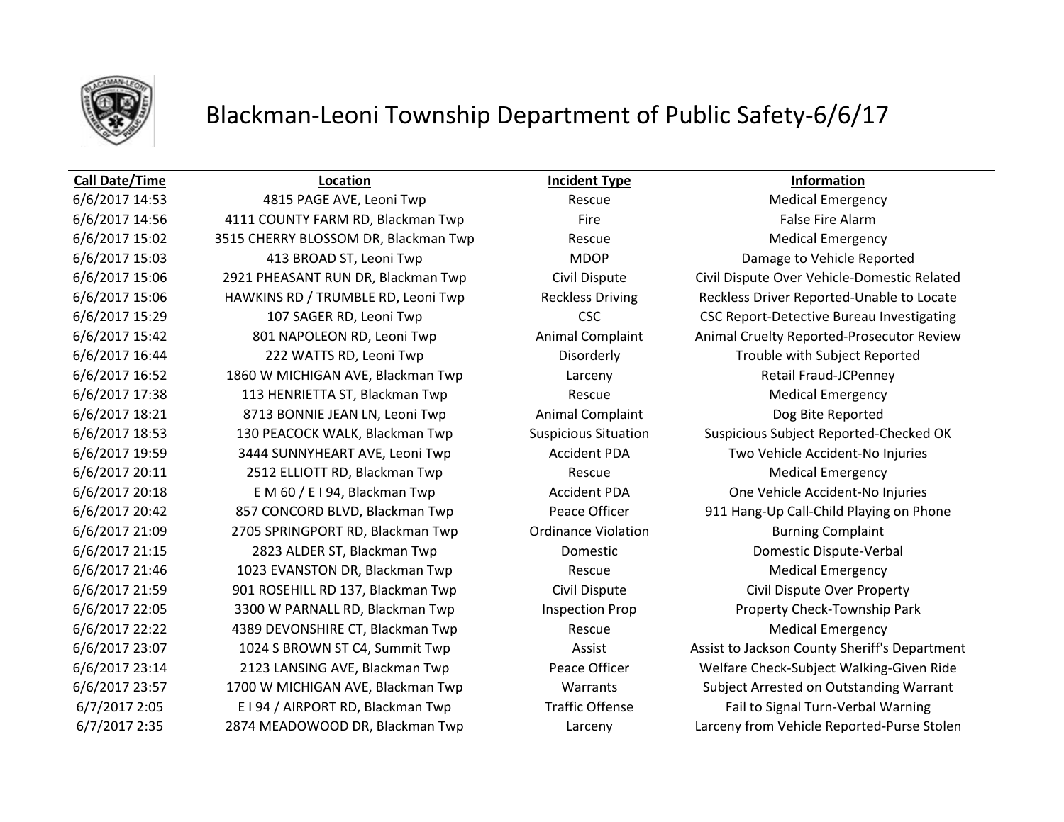# Blackman-Leoni Township Department of Public Safety-6/6/17

| Call Date/Time | Location | Incident Type | Information |
|---|---|---|---|
| 6/6/2017 14:53 | 4815 PAGE AVE, Leoni Twp | Rescue | Medical Emergency |
| 6/6/2017 14:56 | 4111 COUNTY FARM RD, Blackman Twp | Fire | False Fire Alarm |
| 6/6/2017 15:02 | 3515 CHERRY BLOSSOM DR, Blackman Twp | Rescue | Medical Emergency |
| 6/6/2017 15:03 | 413 BROAD ST, Leoni Twp | MDOP | Damage to Vehicle Reported |
| 6/6/2017 15:06 | 2921 PHEASANT RUN DR, Blackman Twp | Civil Dispute | Civil Dispute Over Vehicle-Domestic Related |
| 6/6/2017 15:06 | HAWKINS RD / TRUMBLE RD, Leoni Twp | Reckless Driving | Reckless Driver Reported-Unable to Locate |
| 6/6/2017 15:29 | 107 SAGER RD, Leoni Twp | CSC | CSC Report-Detective Bureau Investigating |
| 6/6/2017 15:42 | 801 NAPOLEON RD, Leoni Twp | Animal Complaint | Animal Cruelty Reported-Prosecutor Review |
| 6/6/2017 16:44 | 222 WATTS RD, Leoni Twp | Disorderly | Trouble with Subject Reported |
| 6/6/2017 16:52 | 1860 W MICHIGAN AVE, Blackman Twp | Larceny | Retail Fraud-JCPenney |
| 6/6/2017 17:38 | 113 HENRIETTA ST, Blackman Twp | Rescue | Medical Emergency |
| 6/6/2017 18:21 | 8713 BONNIE JEAN LN, Leoni Twp | Animal Complaint | Dog Bite Reported |
| 6/6/2017 18:53 | 130 PEACOCK WALK, Blackman Twp | Suspicious Situation | Suspicious Subject Reported-Checked OK |
| 6/6/2017 19:59 | 3444 SUNNYHEART AVE, Leoni Twp | Accident PDA | Two Vehicle Accident-No Injuries |
| 6/6/2017 20:11 | 2512 ELLIOTT RD, Blackman Twp | Rescue | Medical Emergency |
| 6/6/2017 20:18 | E M 60 / E I 94, Blackman Twp | Accident PDA | One Vehicle Accident-No Injuries |
| 6/6/2017 20:42 | 857 CONCORD BLVD, Blackman Twp | Peace Officer | 911 Hang-Up Call-Child Playing on Phone |
| 6/6/2017 21:09 | 2705 SPRINGPORT RD, Blackman Twp | Ordinance Violation | Burning Complaint |
| 6/6/2017 21:15 | 2823 ALDER ST, Blackman Twp | Domestic | Domestic Dispute-Verbal |
| 6/6/2017 21:46 | 1023 EVANSTON DR, Blackman Twp | Rescue | Medical Emergency |
| 6/6/2017 21:59 | 901 ROSEHILL RD 137, Blackman Twp | Civil Dispute | Civil Dispute Over Property |
| 6/6/2017 22:05 | 3300 W PARNALL RD, Blackman Twp | Inspection Prop | Property Check-Township Park |
| 6/6/2017 22:22 | 4389 DEVONSHIRE CT, Blackman Twp | Rescue | Medical Emergency |
| 6/6/2017 23:07 | 1024 S BROWN ST C4, Summit Twp | Assist | Assist to Jackson County Sheriff's Department |
| 6/6/2017 23:14 | 2123 LANSING AVE, Blackman Twp | Peace Officer | Welfare Check-Subject Walking-Given Ride |
| 6/6/2017 23:57 | 1700 W MICHIGAN AVE, Blackman Twp | Warrants | Subject Arrested on Outstanding Warrant |
| 6/7/2017 2:05 | E I 94 / AIRPORT RD, Blackman Twp | Traffic Offense | Fail to Signal Turn-Verbal Warning |
| 6/7/2017 2:35 | 2874 MEADOWOOD DR, Blackman Twp | Larceny | Larceny from Vehicle Reported-Purse Stolen |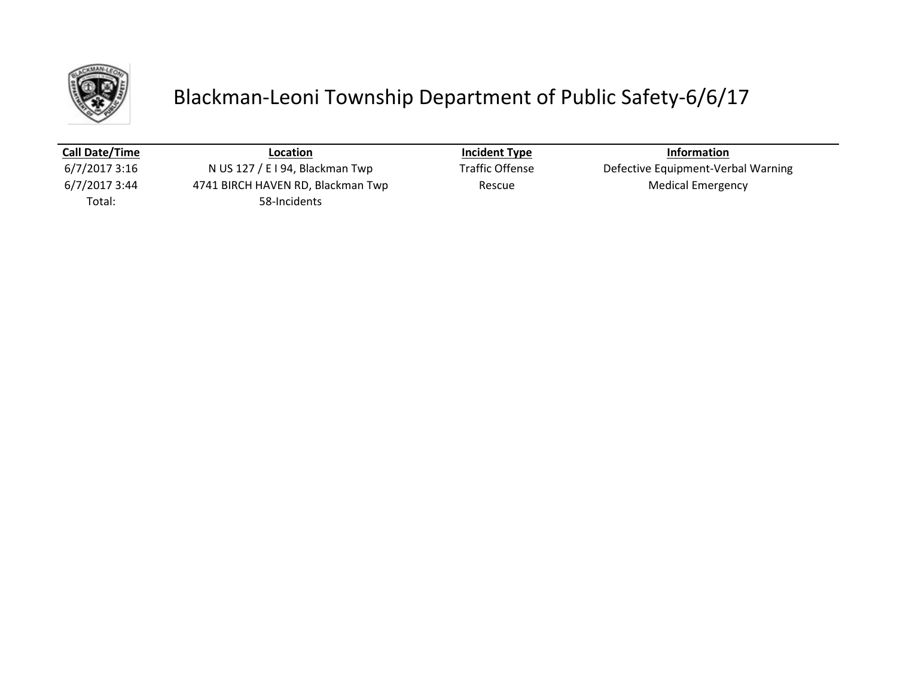# Blackman-Leoni Township Department of Public Safety-6/6/17

| Call Date/Time | Location | Incident Type | Information |
|---|---|---|---|
| 6/7/2017 3:16 | N US 127 / E I 94, Blackman Twp | Traffic Offense | Defective Equipment-Verbal Warning |
| 6/7/2017 3:44 | 4741 BIRCH HAVEN RD, Blackman Twp | Rescue | Medical Emergency |
| Total: | 58-Incidents | | |